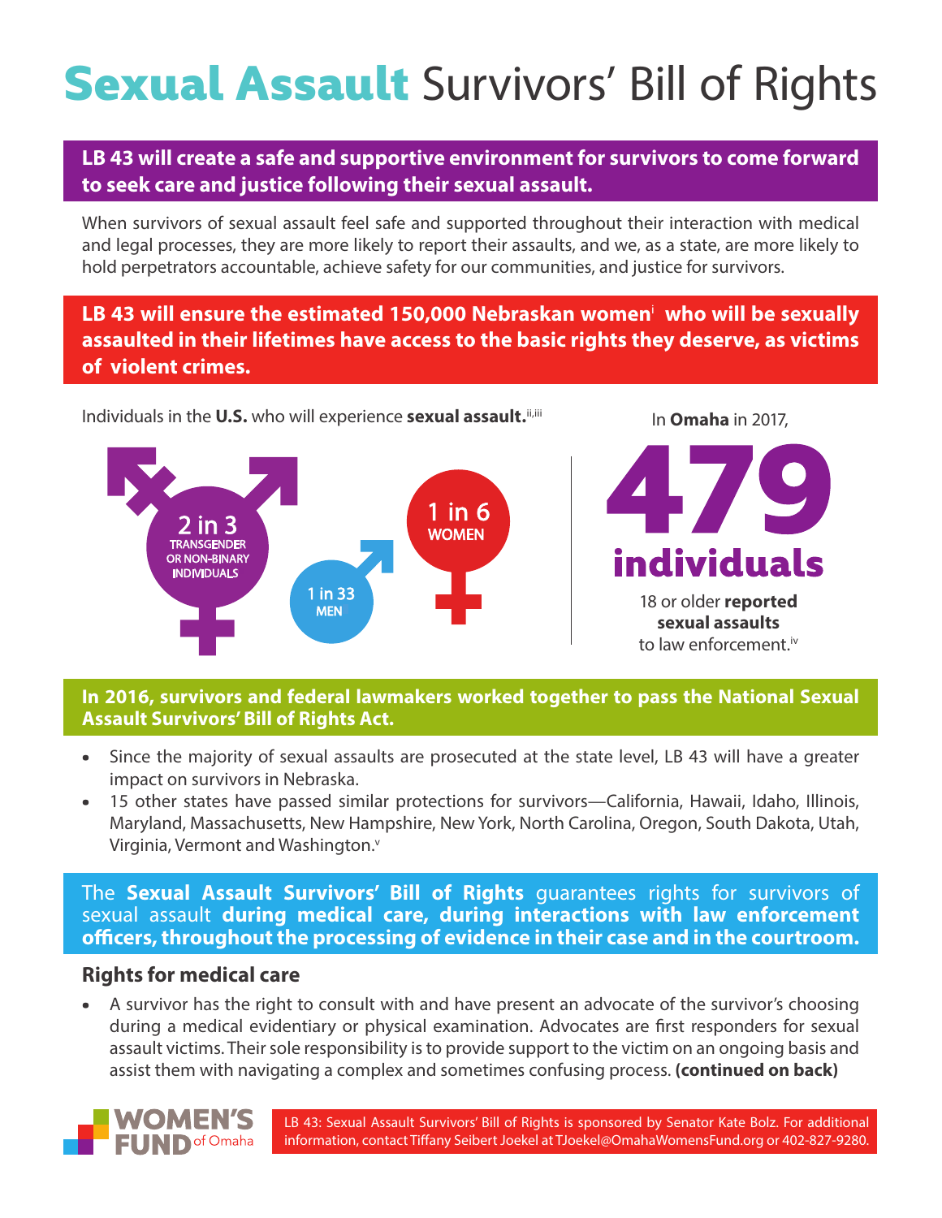# **Sexual Assault** Survivors' Bill of Rights

**LB 43 will create a safe and supportive environment for survivors to come forward to seek care and justice following their sexual assault.**

When survivors of sexual assault feel safe and supported throughout their interaction with medical and legal processes, they are more likely to report their assaults, and we, as a state, are more likely to hold perpetrators accountable, achieve safety for our communities, and justice for survivors.

**LB 43 will ensure the estimated 150,000 Nebraskan women[i] who will be sexually assaulted in their lifetimes have access to the basic rights they deserve, as victims of violent crimes.**

Individuals in the **U.S.** who will experience **sexual assault.**[ii,iii]

- 2 in 3 TRANSGENDER OR NON-BINARY INDIVIDUALS
- 1 in 33 MEN
- 1 in 6 WOMEN

In **Omaha** in 2017,

**479 individuals**

18 or older **reported sexual assaults** to law enforcement.[iv]

**In 2016, survivors and federal lawmakers worked together to pass the National Sexual Assault Survivors' Bill of Rights Act.**

- Since the majority of sexual assaults are prosecuted at the state level, LB 43 will have a greater impact on survivors in Nebraska.
- 15 other states have passed similar protections for survivors—California, Hawaii, Idaho, Illinois, Maryland, Massachusetts, New Hampshire, New York, North Carolina, Oregon, South Dakota, Utah, Virginia, Vermont and Washington.[v]

The **Sexual Assault Survivors' Bill of Rights** guarantees rights for survivors of sexual assault **during medical care, during interactions with law enforcement officers, throughout the processing of evidence in their case and in the courtroom.**

## Rights for medical care

- A survivor has the right to consult with and have present an advocate of the survivor's choosing during a medical evidentiary or physical examination. Advocates are first responders for sexual assault victims. Their sole responsibility is to provide support to the victim on an ongoing basis and assist them with navigating a complex and sometimes confusing process. **(continued on back)**

WOMEN'S FUND of Omaha

LB 43: Sexual Assault Survivors' Bill of Rights is sponsored by Senator Kate Bolz. For additional information, contact Tiffany Seibert Joekel at TJoekel@OmahaWomensFund.org or 402-827-9280.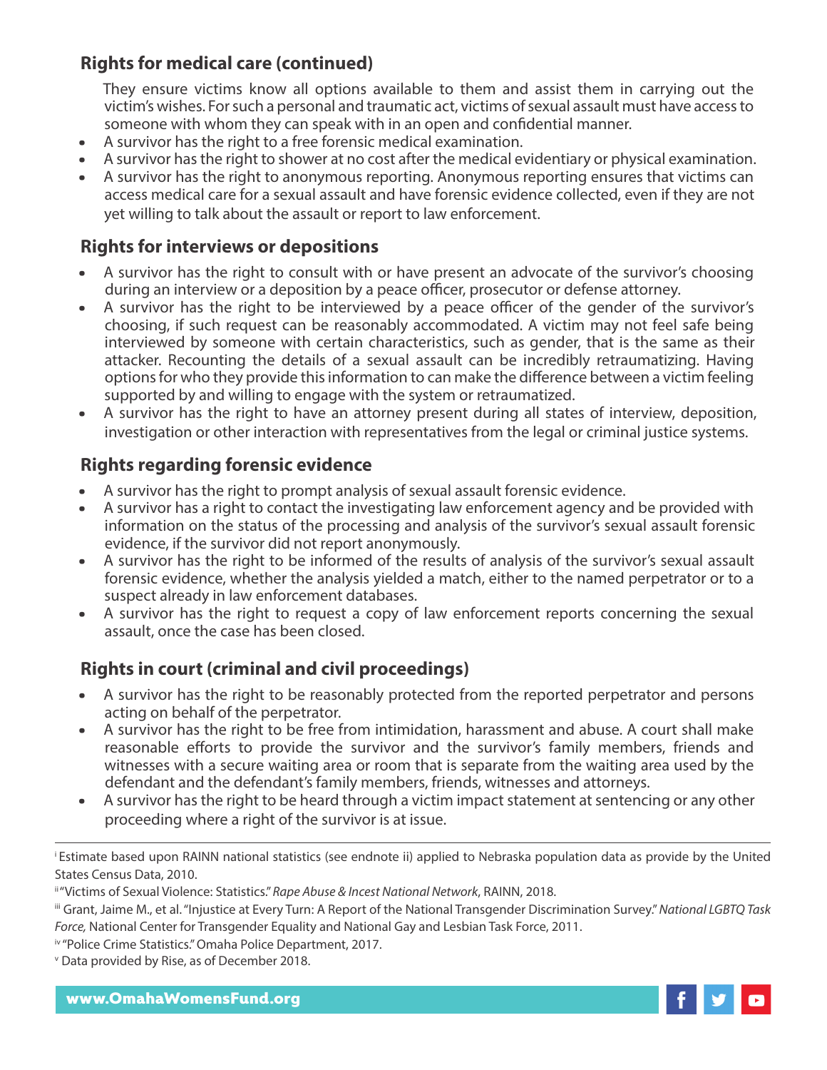## Rights for medical care (continued)

They ensure victims know all options available to them and assist them in carrying out the victim's wishes. For such a personal and traumatic act, victims of sexual assault must have access to someone with whom they can speak with in an open and confidential manner.

- A survivor has the right to a free forensic medical examination.
- A survivor has the right to shower at no cost after the medical evidentiary or physical examination.
- A survivor has the right to anonymous reporting. Anonymous reporting ensures that victims can access medical care for a sexual assault and have forensic evidence collected, even if they are not yet willing to talk about the assault or report to law enforcement.

## Rights for interviews or depositions

- A survivor has the right to consult with or have present an advocate of the survivor's choosing during an interview or a deposition by a peace officer, prosecutor or defense attorney.
- A survivor has the right to be interviewed by a peace officer of the gender of the survivor's choosing, if such request can be reasonably accommodated. A victim may not feel safe being interviewed by someone with certain characteristics, such as gender, that is the same as their attacker. Recounting the details of a sexual assault can be incredibly retraumatizing. Having options for who they provide this information to can make the difference between a victim feeling supported by and willing to engage with the system or retraumatized.
- A survivor has the right to have an attorney present during all states of interview, deposition, investigation or other interaction with representatives from the legal or criminal justice systems.

## Rights regarding forensic evidence

- A survivor has the right to prompt analysis of sexual assault forensic evidence.
- A survivor has a right to contact the investigating law enforcement agency and be provided with information on the status of the processing and analysis of the survivor's sexual assault forensic evidence, if the survivor did not report anonymously.
- A survivor has the right to be informed of the results of analysis of the survivor's sexual assault forensic evidence, whether the analysis yielded a match, either to the named perpetrator or to a suspect already in law enforcement databases.
- A survivor has the right to request a copy of law enforcement reports concerning the sexual assault, once the case has been closed.

## Rights in court (criminal and civil proceedings)

- A survivor has the right to be reasonably protected from the reported perpetrator and persons acting on behalf of the perpetrator.
- A survivor has the right to be free from intimidation, harassment and abuse. A court shall make reasonable efforts to provide the survivor and the survivor's family members, friends and witnesses with a secure waiting area or room that is separate from the waiting area used by the defendant and the defendant's family members, friends, witnesses and attorneys.
- A survivor has the right to be heard through a victim impact statement at sentencing or any other proceeding where a right of the survivor is at issue.

---

[i] Estimate based upon RAINN national statistics (see endnote ii) applied to Nebraska population data as provide by the United States Census Data, 2010.

[ii] "Victims of Sexual Violence: Statistics." *Rape Abuse & Incest National Network*, RAINN, 2018.

[iii] Grant, Jaime M., et al. "Injustice at Every Turn: A Report of the National Transgender Discrimination Survey." *National LGBTQ Task Force,* National Center for Transgender Equality and National Gay and Lesbian Task Force, 2011.

[iv] "Police Crime Statistics." Omaha Police Department, 2017.

[v] Data provided by Rise, as of December 2018.

www.OmahaWomensFund.org